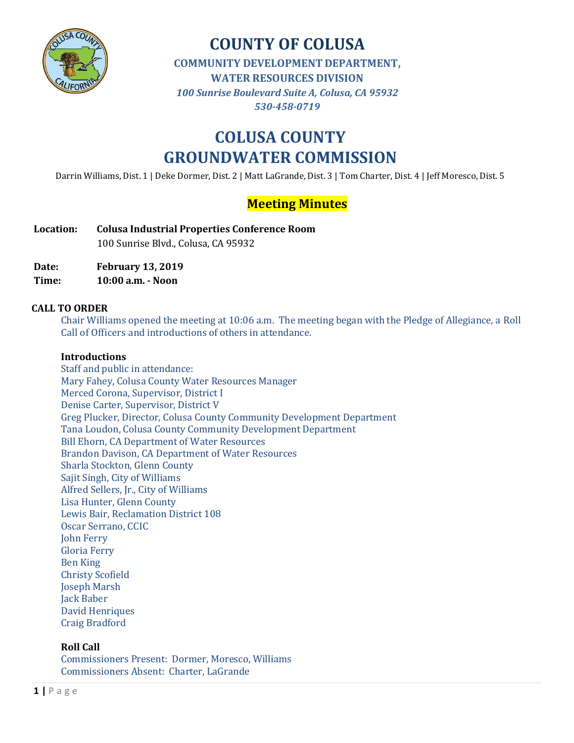# COUNTY OF COLUSA

**COMMUNITY DEVELOPMENT DEPARTMENT,**
**WATER RESOURCES DIVISION**
*100 Sunrise Boulevard Suite A, Colusa, CA 95932*
*530-458-0719*

# COLUSA COUNTY GROUNDWATER COMMISSION

Darrin Williams, Dist. 1 | Deke Dormer, Dist. 2 | Matt LaGrande, Dist. 3 | Tom Charter, Dist. 4 | Jeff Moresco, Dist. 5

## Meeting Minutes

**Location:** **Colusa Industrial Properties Conference Room**
100 Sunrise Blvd., Colusa, CA 95932

**Date:** **February 13, 2019**
**Time:** **10:00 a.m. - Noon**

### CALL TO ORDER

Chair Williams opened the meeting at 10:06 a.m. The meeting began with the Pledge of Allegiance, a Roll Call of Officers and introductions of others in attendance.

**Introductions**

Staff and public in attendance:
Mary Fahey, Colusa County Water Resources Manager
Merced Corona, Supervisor, District I
Denise Carter, Supervisor, District V
Greg Plucker, Director, Colusa County Community Development Department
Tana Loudon, Colusa County Community Development Department
Bill Ehorn, CA Department of Water Resources
Brandon Davison, CA Department of Water Resources
Sharla Stockton, Glenn County
Sajit Singh, City of Williams
Alfred Sellers, Jr., City of Williams
Lisa Hunter, Glenn County
Lewis Bair, Reclamation District 108
Oscar Serrano, CCIC
John Ferry
Gloria Ferry
Ben King
Christy Scofield
Joseph Marsh
Jack Baber
David Henriques
Craig Bradford

**Roll Call**

Commissioners Present: Dormer, Moresco, Williams
Commissioners Absent: Charter, LaGrande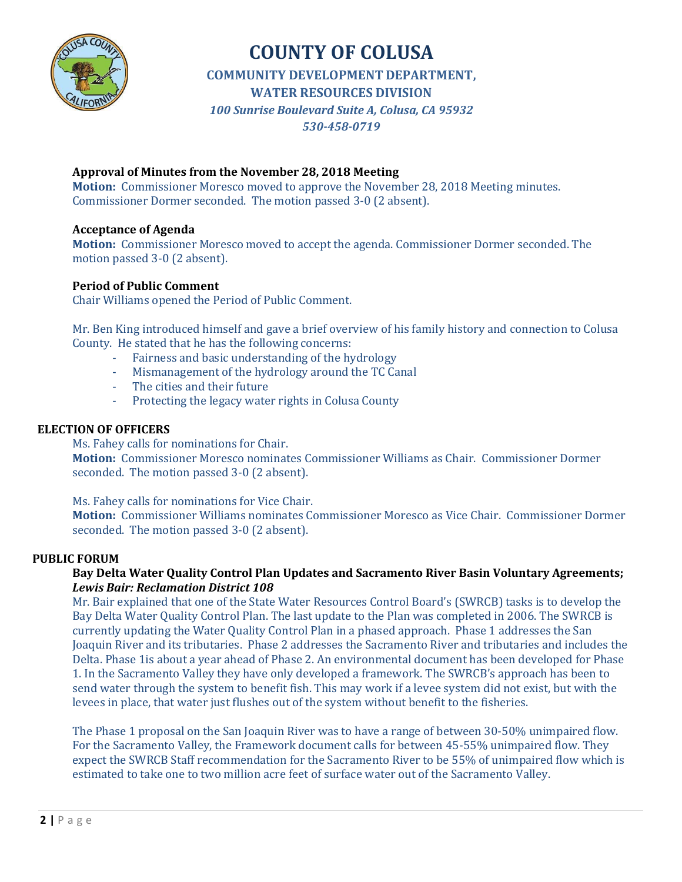# COUNTY OF COLUSA

**COMMUNITY DEVELOPMENT DEPARTMENT, WATER RESOURCES DIVISION**

*100 Sunrise Boulevard Suite A, Colusa, CA 95932*
*530-458-0719*

**Approval of Minutes from the November 28, 2018 Meeting**

**Motion:** Commissioner Moresco moved to approve the November 28, 2018 Meeting minutes. Commissioner Dormer seconded. The motion passed 3-0 (2 absent).

**Acceptance of Agenda**

**Motion:** Commissioner Moresco moved to accept the agenda. Commissioner Dormer seconded. The motion passed 3-0 (2 absent).

**Period of Public Comment**

Chair Williams opened the Period of Public Comment.

Mr. Ben King introduced himself and gave a brief overview of his family history and connection to Colusa County. He stated that he has the following concerns:

- Fairness and basic understanding of the hydrology
- Mismanagement of the hydrology around the TC Canal
- The cities and their future
- Protecting the legacy water rights in Colusa County

## ELECTION OF OFFICERS

Ms. Fahey calls for nominations for Chair.

**Motion:** Commissioner Moresco nominates Commissioner Williams as Chair. Commissioner Dormer seconded. The motion passed 3-0 (2 absent).

Ms. Fahey calls for nominations for Vice Chair.

**Motion:** Commissioner Williams nominates Commissioner Moresco as Vice Chair. Commissioner Dormer seconded. The motion passed 3-0 (2 absent).

## PUBLIC FORUM

**Bay Delta Water Quality Control Plan Updates and Sacramento River Basin Voluntary Agreements; *Lewis Bair: Reclamation District 108***

Mr. Bair explained that one of the State Water Resources Control Board's (SWRCB) tasks is to develop the Bay Delta Water Quality Control Plan. The last update to the Plan was completed in 2006. The SWRCB is currently updating the Water Quality Control Plan in a phased approach. Phase 1 addresses the San Joaquin River and its tributaries. Phase 2 addresses the Sacramento River and tributaries and includes the Delta. Phase 1is about a year ahead of Phase 2. An environmental document has been developed for Phase 1. In the Sacramento Valley they have only developed a framework. The SWRCB's approach has been to send water through the system to benefit fish. This may work if a levee system did not exist, but with the levees in place, that water just flushes out of the system without benefit to the fisheries.

The Phase 1 proposal on the San Joaquin River was to have a range of between 30-50% unimpaired flow. For the Sacramento Valley, the Framework document calls for between 45-55% unimpaired flow. They expect the SWRCB Staff recommendation for the Sacramento River to be 55% of unimpaired flow which is estimated to take one to two million acre feet of surface water out of the Sacramento Valley.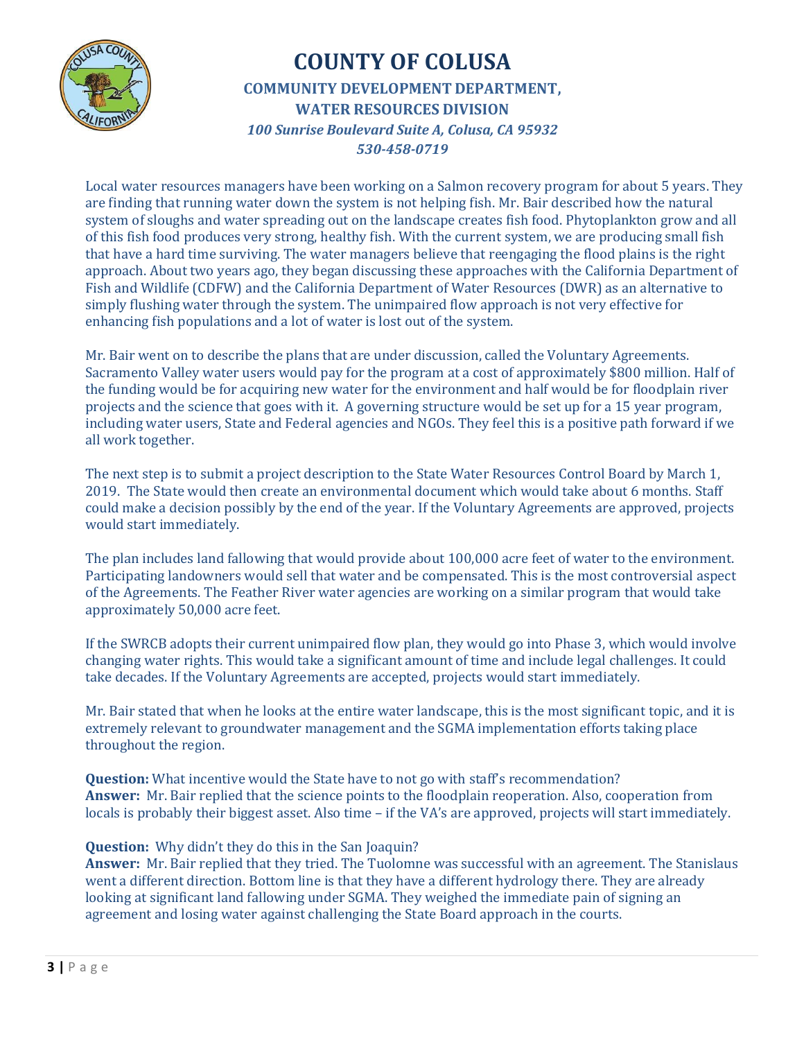Local water resources managers have been working on a Salmon recovery program for about 5 years. They are finding that running water down the system is not helping fish. Mr. Bair described how the natural system of sloughs and water spreading out on the landscape creates fish food. Phytoplankton grow and all of this fish food produces very strong, healthy fish. With the current system, we are producing small fish that have a hard time surviving. The water managers believe that reengaging the flood plains is the right approach. About two years ago, they began discussing these approaches with the California Department of Fish and Wildlife (CDFW) and the California Department of Water Resources (DWR) as an alternative to simply flushing water through the system. The unimpaired flow approach is not very effective for enhancing fish populations and a lot of water is lost out of the system.

Mr. Bair went on to describe the plans that are under discussion, called the Voluntary Agreements. Sacramento Valley water users would pay for the program at a cost of approximately $800 million. Half of the funding would be for acquiring new water for the environment and half would be for floodplain river projects and the science that goes with it. A governing structure would be set up for a 15 year program, including water users, State and Federal agencies and NGOs. They feel this is a positive path forward if we all work together.

The next step is to submit a project description to the State Water Resources Control Board by March 1, 2019. The State would then create an environmental document which would take about 6 months. Staff could make a decision possibly by the end of the year. If the Voluntary Agreements are approved, projects would start immediately.

The plan includes land fallowing that would provide about 100,000 acre feet of water to the environment. Participating landowners would sell that water and be compensated. This is the most controversial aspect of the Agreements. The Feather River water agencies are working on a similar program that would take approximately 50,000 acre feet.

If the SWRCB adopts their current unimpaired flow plan, they would go into Phase 3, which would involve changing water rights. This would take a significant amount of time and include legal challenges. It could take decades. If the Voluntary Agreements are accepted, projects would start immediately.

Mr. Bair stated that when he looks at the entire water landscape, this is the most significant topic, and it is extremely relevant to groundwater management and the SGMA implementation efforts taking place throughout the region.

**Question:** What incentive would the State have to not go with staff's recommendation?
**Answer:** Mr. Bair replied that the science points to the floodplain reoperation. Also, cooperation from locals is probably their biggest asset. Also time – if the VA's are approved, projects will start immediately.

**Question:** Why didn't they do this in the San Joaquin?
**Answer:** Mr. Bair replied that they tried. The Tuolomne was successful with an agreement. The Stanislaus went a different direction. Bottom line is that they have a different hydrology there. They are already looking at significant land fallowing under SGMA. They weighed the immediate pain of signing an agreement and losing water against challenging the State Board approach in the courts.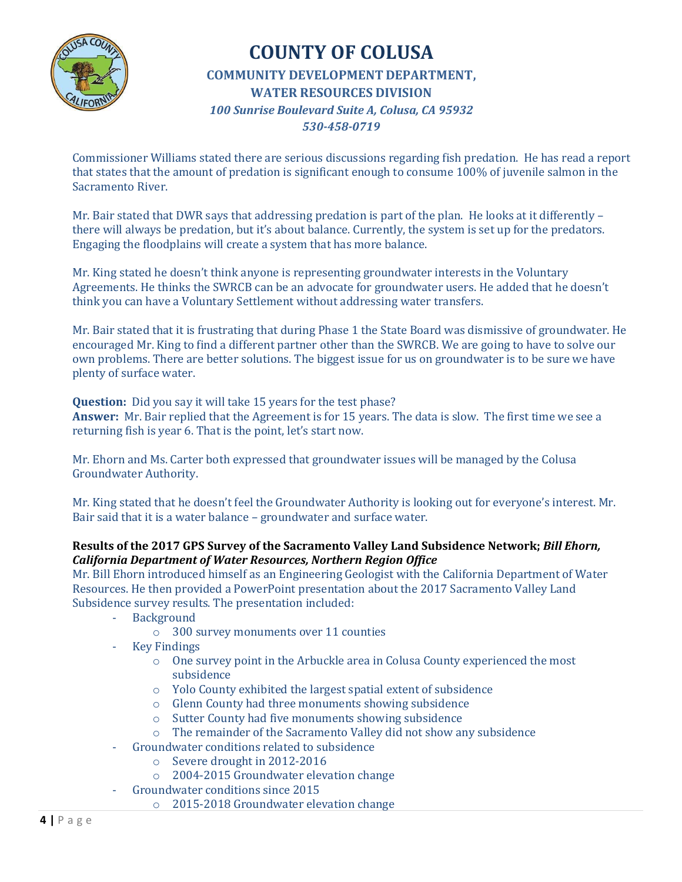Commissioner Williams stated there are serious discussions regarding fish predation. He has read a report that states that the amount of predation is significant enough to consume 100% of juvenile salmon in the Sacramento River.

Mr. Bair stated that DWR says that addressing predation is part of the plan. He looks at it differently – there will always be predation, but it's about balance. Currently, the system is set up for the predators. Engaging the floodplains will create a system that has more balance.

Mr. King stated he doesn't think anyone is representing groundwater interests in the Voluntary Agreements. He thinks the SWRCB can be an advocate for groundwater users. He added that he doesn't think you can have a Voluntary Settlement without addressing water transfers.

Mr. Bair stated that it is frustrating that during Phase 1 the State Board was dismissive of groundwater. He encouraged Mr. King to find a different partner other than the SWRCB. We are going to have to solve our own problems. There are better solutions. The biggest issue for us on groundwater is to be sure we have plenty of surface water.

**Question:** Did you say it will take 15 years for the test phase?
**Answer:** Mr. Bair replied that the Agreement is for 15 years. The data is slow. The first time we see a returning fish is year 6. That is the point, let's start now.

Mr. Ehorn and Ms. Carter both expressed that groundwater issues will be managed by the Colusa Groundwater Authority.

Mr. King stated that he doesn't feel the Groundwater Authority is looking out for everyone's interest. Mr. Bair said that it is a water balance – groundwater and surface water.

**Results of the 2017 GPS Survey of the Sacramento Valley Land Subsidence Network; *Bill Ehorn, California Department of Water Resources, Northern Region Office***
Mr. Bill Ehorn introduced himself as an Engineering Geologist with the California Department of Water Resources. He then provided a PowerPoint presentation about the 2017 Sacramento Valley Land Subsidence survey results. The presentation included:

- Background
  - 300 survey monuments over 11 counties
- Key Findings
  - One survey point in the Arbuckle area in Colusa County experienced the most subsidence
  - Yolo County exhibited the largest spatial extent of subsidence
  - Glenn County had three monuments showing subsidence
  - Sutter County had five monuments showing subsidence
  - The remainder of the Sacramento Valley did not show any subsidence
- Groundwater conditions related to subsidence
  - Severe drought in 2012-2016
  - 2004-2015 Groundwater elevation change
- Groundwater conditions since 2015
  - 2015-2018 Groundwater elevation change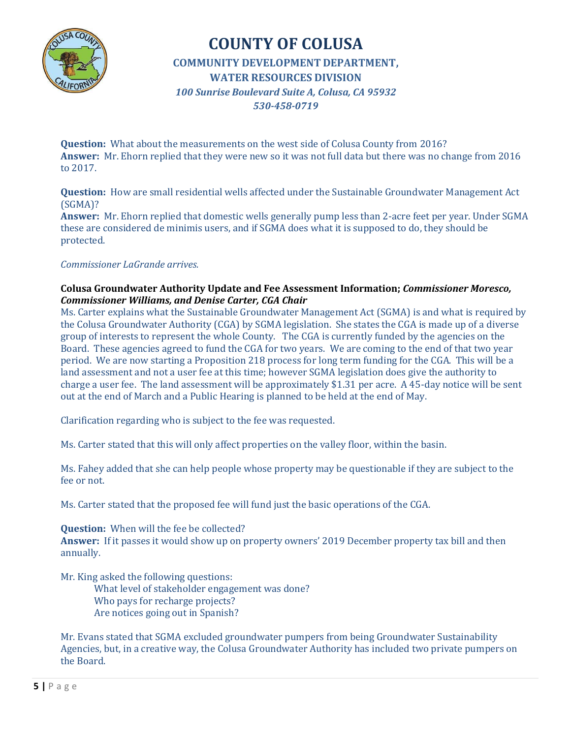**Question:** What about the measurements on the west side of Colusa County from 2016?
**Answer:** Mr. Ehorn replied that they were new so it was not full data but there was no change from 2016 to 2017.

**Question:** How are small residential wells affected under the Sustainable Groundwater Management Act (SGMA)?
**Answer:** Mr. Ehorn replied that domestic wells generally pump less than 2-acre feet per year. Under SGMA these are considered de minimis users, and if SGMA does what it is supposed to do, they should be protected.

*Commissioner LaGrande arrives.*

**Colusa Groundwater Authority Update and Fee Assessment Information;** ***Commissioner Moresco, Commissioner Williams, and Denise Carter, CGA Chair***

Ms. Carter explains what the Sustainable Groundwater Management Act (SGMA) is and what is required by the Colusa Groundwater Authority (CGA) by SGMA legislation. She states the CGA is made up of a diverse group of interests to represent the whole County. The CGA is currently funded by the agencies on the Board. These agencies agreed to fund the CGA for two years. We are coming to the end of that two year period. We are now starting a Proposition 218 process for long term funding for the CGA. This will be a land assessment and not a user fee at this time; however SGMA legislation does give the authority to charge a user fee. The land assessment will be approximately $1.31 per acre. A 45-day notice will be sent out at the end of March and a Public Hearing is planned to be held at the end of May.

Clarification regarding who is subject to the fee was requested.

Ms. Carter stated that this will only affect properties on the valley floor, within the basin.

Ms. Fahey added that she can help people whose property may be questionable if they are subject to the fee or not.

Ms. Carter stated that the proposed fee will fund just the basic operations of the CGA.

**Question:** When will the fee be collected?
**Answer:** If it passes it would show up on property owners' 2019 December property tax bill and then annually.

Mr. King asked the following questions:

- What level of stakeholder engagement was done?
- Who pays for recharge projects?
- Are notices going out in Spanish?

Mr. Evans stated that SGMA excluded groundwater pumpers from being Groundwater Sustainability Agencies, but, in a creative way, the Colusa Groundwater Authority has included two private pumpers on the Board.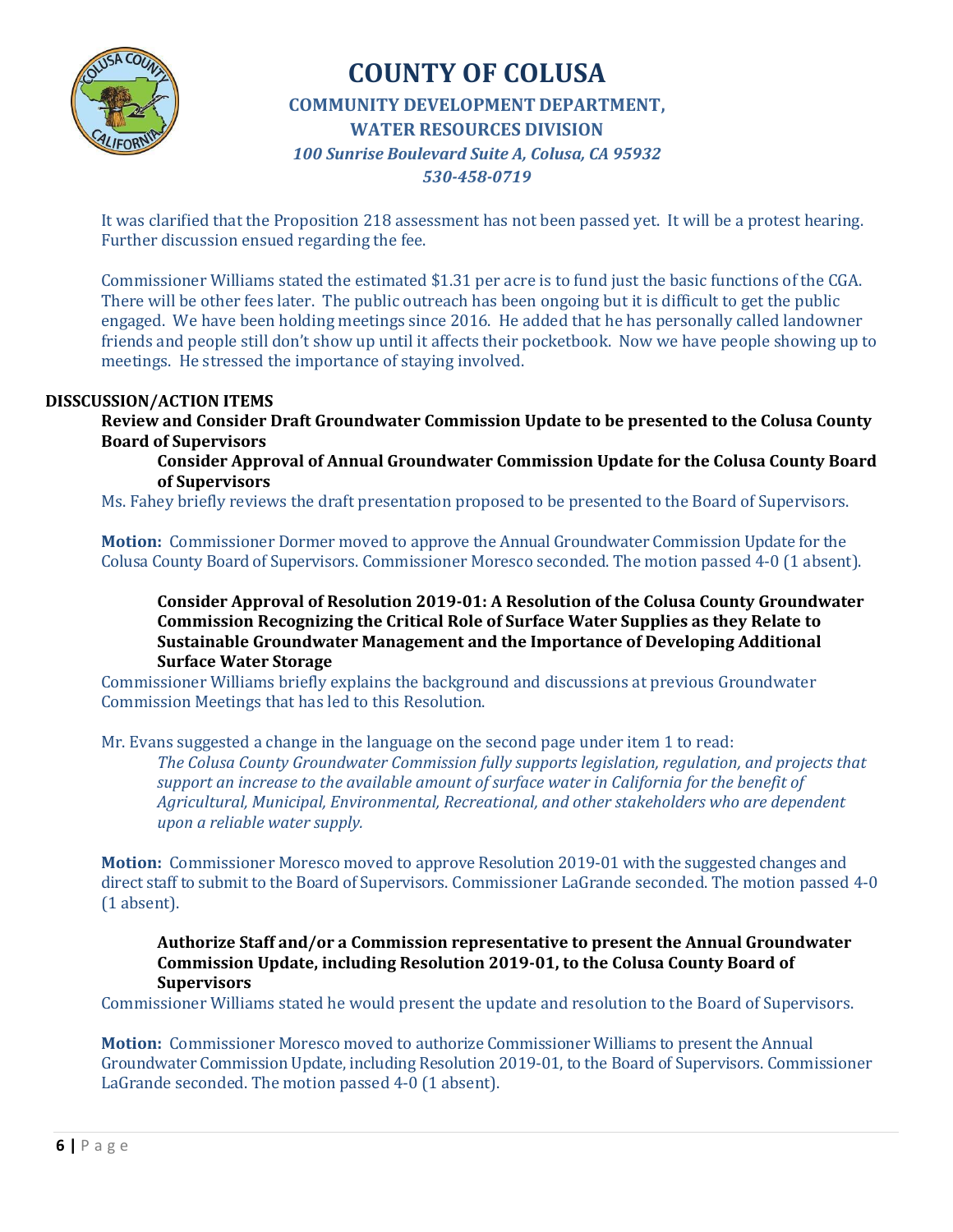It was clarified that the Proposition 218 assessment has not been passed yet. It will be a protest hearing. Further discussion ensued regarding the fee.

Commissioner Williams stated the estimated $1.31 per acre is to fund just the basic functions of the CGA. There will be other fees later. The public outreach has been ongoing but it is difficult to get the public engaged. We have been holding meetings since 2016. He added that he has personally called landowner friends and people still don't show up until it affects their pocketbook. Now we have people showing up to meetings. He stressed the importance of staying involved.

**DISSCUSSION/ACTION ITEMS**

**Review and Consider Draft Groundwater Commission Update to be presented to the Colusa County Board of Supervisors**

**Consider Approval of Annual Groundwater Commission Update for the Colusa County Board of Supervisors**

Ms. Fahey briefly reviews the draft presentation proposed to be presented to the Board of Supervisors.

**Motion:** Commissioner Dormer moved to approve the Annual Groundwater Commission Update for the Colusa County Board of Supervisors. Commissioner Moresco seconded. The motion passed 4-0 (1 absent).

**Consider Approval of Resolution 2019-01: A Resolution of the Colusa County Groundwater Commission Recognizing the Critical Role of Surface Water Supplies as they Relate to Sustainable Groundwater Management and the Importance of Developing Additional Surface Water Storage**

Commissioner Williams briefly explains the background and discussions at previous Groundwater Commission Meetings that has led to this Resolution.

Mr. Evans suggested a change in the language on the second page under item 1 to read:

*The Colusa County Groundwater Commission fully supports legislation, regulation, and projects that support an increase to the available amount of surface water in California for the benefit of Agricultural, Municipal, Environmental, Recreational, and other stakeholders who are dependent upon a reliable water supply.*

**Motion:** Commissioner Moresco moved to approve Resolution 2019-01 with the suggested changes and direct staff to submit to the Board of Supervisors. Commissioner LaGrande seconded. The motion passed 4-0 (1 absent).

**Authorize Staff and/or a Commission representative to present the Annual Groundwater Commission Update, including Resolution 2019-01, to the Colusa County Board of Supervisors**

Commissioner Williams stated he would present the update and resolution to the Board of Supervisors.

**Motion:** Commissioner Moresco moved to authorize Commissioner Williams to present the Annual Groundwater Commission Update, including Resolution 2019-01, to the Board of Supervisors. Commissioner LaGrande seconded. The motion passed 4-0 (1 absent).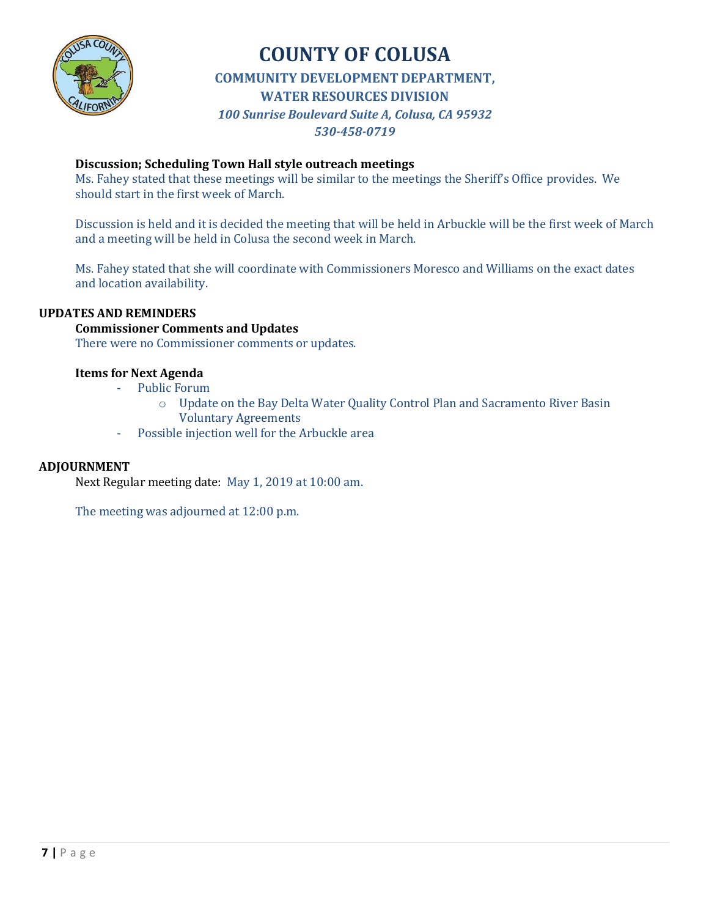# COUNTY OF COLUSA

## COMMUNITY DEVELOPMENT DEPARTMENT, WATER RESOURCES DIVISION

*100 Sunrise Boulevard Suite A, Colusa, CA 95932*

*530-458-0719*

**Discussion; Scheduling Town Hall style outreach meetings**

Ms. Fahey stated that these meetings will be similar to the meetings the Sheriff's Office provides. We should start in the first week of March.

Discussion is held and it is decided the meeting that will be held in Arbuckle will be the first week of March and a meeting will be held in Colusa the second week in March.

Ms. Fahey stated that she will coordinate with Commissioners Moresco and Williams on the exact dates and location availability.

**UPDATES AND REMINDERS**

**Commissioner Comments and Updates**

There were no Commissioner comments or updates.

**Items for Next Agenda**

- Public Forum
    - Update on the Bay Delta Water Quality Control Plan and Sacramento River Basin Voluntary Agreements
- Possible injection well for the Arbuckle area

**ADJOURNMENT**

Next Regular meeting date: May 1, 2019 at 10:00 am.

The meeting was adjourned at 12:00 p.m.